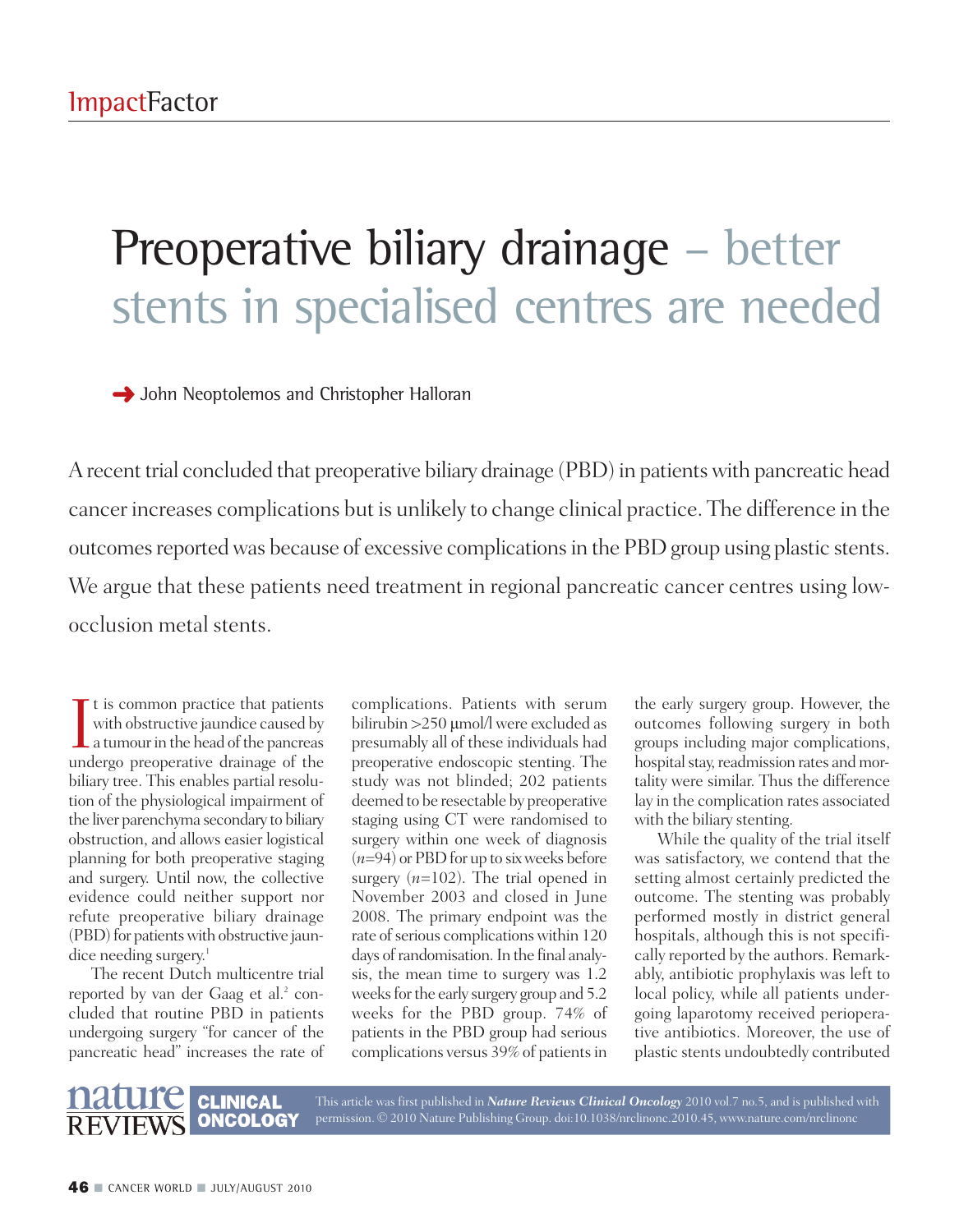# Preoperative biliary drainage – better stents in specialised centres are needed

John Neoptolemos and Christopher Halloran

A recent trial concluded that preoperative biliary drainage (PBD) in patients with pancreatic head cancer increases complications but is unlikely to change clinical practice. The difference in the outcomes reported was because of excessive complications in the PBD group using plastic stents. We argue that these patients need treatment in regional pancreatic cancer centres using low-occlusion metal stents.

It is common practice that patients with obstructive jaundice caused by a tumour in the head of the pancreas undergo preoperative drainage of the biliary tree. This enables partial resolution of the physiological impairment of the liver parenchyma secondary to biliary obstruction, and allows easier logistical planning for both preoperative staging and surgery. Until now, the collective evidence could neither support nor refute preoperative biliary drainage (PBD) for patients with obstructive jaundice needing surgery.[1]

The recent Dutch multicentre trial reported by van der Gaag et al.[2] concluded that routine PBD in patients undergoing surgery "for cancer of the pancreatic head" increases the rate of complications. Patients with serum bilirubin >250 μmol/l were excluded as presumably all of these individuals had preoperative endoscopic stenting. The study was not blinded; 202 patients deemed to be resectable by preoperative staging using CT were randomised to surgery within one week of diagnosis ($n$=94) or PBD for up to six weeks before surgery ($n$=102). The trial opened in November 2003 and closed in June 2008. The primary endpoint was the rate of serious complications within 120 days of randomisation. In the final analysis, the mean time to surgery was 1.2 weeks for the early surgery group and 5.2 weeks for the PBD group. 74% of patients in the PBD group had serious complications versus 39% of patients in the early surgery group. However, the outcomes following surgery in both groups including major complications, hospital stay, readmission rates and mortality were similar. Thus the difference lay in the complication rates associated with the biliary stenting.

While the quality of the trial itself was satisfactory, we contend that the setting almost certainly predicted the outcome. The stenting was probably performed mostly in district general hospitals, although this is not specifically reported by the authors. Remarkably, antibiotic prophylaxis was left to local policy, while all patients undergoing laparotomy received perioperative antibiotics. Moreover, the use of plastic stents undoubtedly contributed

This article was first published in ***Nature Reviews Clinical Oncology*** 2010 vol.7 no.5, and is published with permission. © 2010 Nature Publishing Group. doi:10.1038/nrclinonc.2010.45, www.nature.com/nrclinonc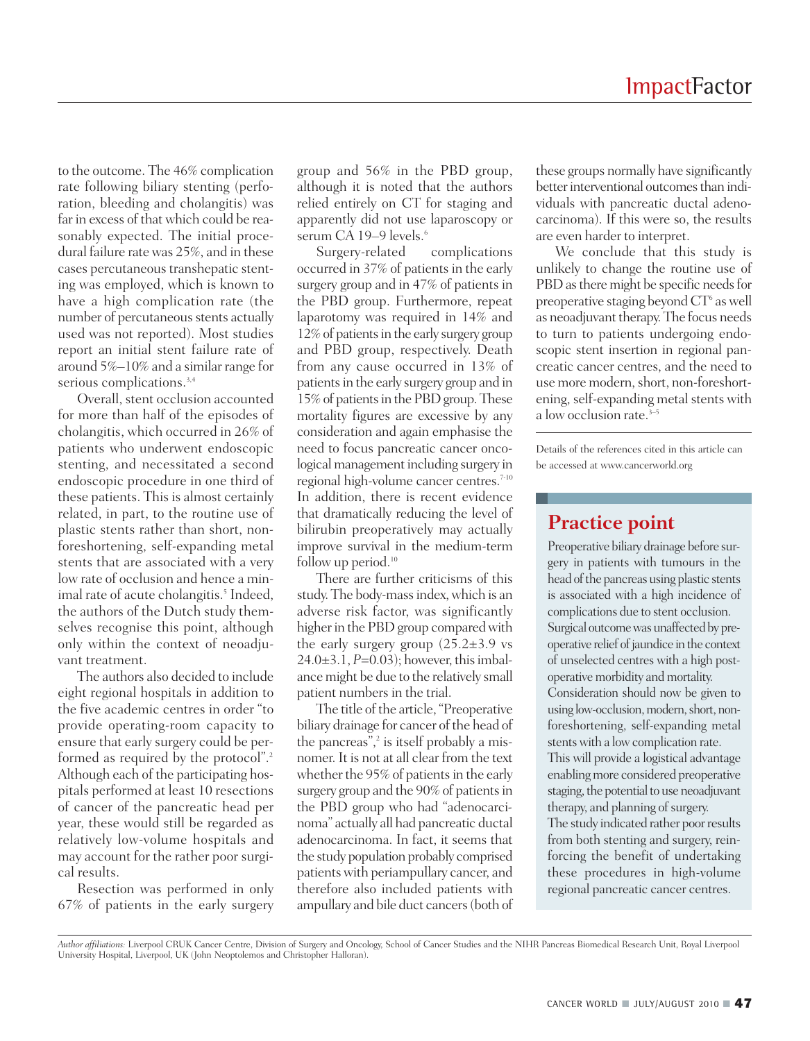to the outcome. The 46% complication rate following biliary stenting (perforation, bleeding and cholangitis) was far in excess of that which could be reasonably expected. The initial procedural failure rate was 25%, and in these cases percutaneous transhepatic stenting was employed, which is known to have a high complication rate (the number of percutaneous stents actually used was not reported). Most studies report an initial stent failure rate of around 5%–10% and a similar range for serious complications.[3,4]

Overall, stent occlusion accounted for more than half of the episodes of cholangitis, which occurred in 26% of patients who underwent endoscopic stenting, and necessitated a second endoscopic procedure in one third of these patients. This is almost certainly related, in part, to the routine use of plastic stents rather than short, non-foreshortening, self-expanding metal stents that are associated with a very low rate of occlusion and hence a minimal rate of acute cholangitis.[5] Indeed, the authors of the Dutch study themselves recognise this point, although only within the context of neoadjuvant treatment.

The authors also decided to include eight regional hospitals in addition to the five academic centres in order "to provide operating-room capacity to ensure that early surgery could be performed as required by the protocol".[2] Although each of the participating hospitals performed at least 10 resections of cancer of the pancreatic head per year, these would still be regarded as relatively low-volume hospitals and may account for the rather poor surgical results.

Resection was performed in only 67% of patients in the early surgery group and 56% in the PBD group, although it is noted that the authors relied entirely on CT for staging and apparently did not use laparoscopy or serum CA 19–9 levels.[6]

Surgery-related complications occurred in 37% of patients in the early surgery group and in 47% of patients in the PBD group. Furthermore, repeat laparotomy was required in 14% and 12% of patients in the early surgery group and PBD group, respectively. Death from any cause occurred in 13% of patients in the early surgery group and in 15% of patients in the PBD group. These mortality figures are excessive by any consideration and again emphasise the need to focus pancreatic cancer oncological management including surgery in regional high-volume cancer centres.[7-10] In addition, there is recent evidence that dramatically reducing the level of bilirubin preoperatively may actually improve survival in the medium-term follow up period.[10]

There are further criticisms of this study. The body-mass index, which is an adverse risk factor, was significantly higher in the PBD group compared with the early surgery group ($25.2\pm3.9$ vs $24.0\pm3.1$, $P=0.03$); however, this imbalance might be due to the relatively small patient numbers in the trial.

The title of the article, "Preoperative biliary drainage for cancer of the head of the pancreas",[2] is itself probably a misnomer. It is not at all clear from the text whether the 95% of patients in the early surgery group and the 90% of patients in the PBD group who had "adenocarcinoma" actually all had pancreatic ductal adenocarcinoma. In fact, it seems that the study population probably comprised patients with periampullary cancer, and therefore also included patients with ampullary and bile duct cancers (both of these groups normally have significantly better interventional outcomes than individuals with pancreatic ductal adenocarcinoma). If this were so, the results are even harder to interpret.

We conclude that this study is unlikely to change the routine use of PBD as there might be specific needs for preoperative staging beyond CT[6] as well as neoadjuvant therapy. The focus needs to turn to patients undergoing endoscopic stent insertion in regional pancreatic cancer centres, and the need to use more modern, short, non-foreshortening, self-expanding metal stents with a low occlusion rate.[3–5]

Details of the references cited in this article can be accessed at www.cancerworld.org

## Practice point

Preoperative biliary drainage before surgery in patients with tumours in the head of the pancreas using plastic stents is associated with a high incidence of complications due to stent occlusion.
Surgical outcome was unaffected by preoperative relief of jaundice in the context of unselected centres with a high postoperative morbidity and mortality.
Consideration should now be given to using low-occlusion, modern, short, non-foreshortening, self-expanding metal stents with a low complication rate.
This will provide a logistical advantage enabling more considered preoperative staging, the potential to use neoadjuvant therapy, and planning of surgery.
The study indicated rather poor results from both stenting and surgery, reinforcing the benefit of undertaking these procedures in high-volume regional pancreatic cancer centres.

*Author affiliations:* Liverpool CRUK Cancer Centre, Division of Surgery and Oncology, School of Cancer Studies and the NIHR Pancreas Biomedical Research Unit, Royal Liverpool University Hospital, Liverpool, UK (John Neoptolemos and Christopher Halloran).